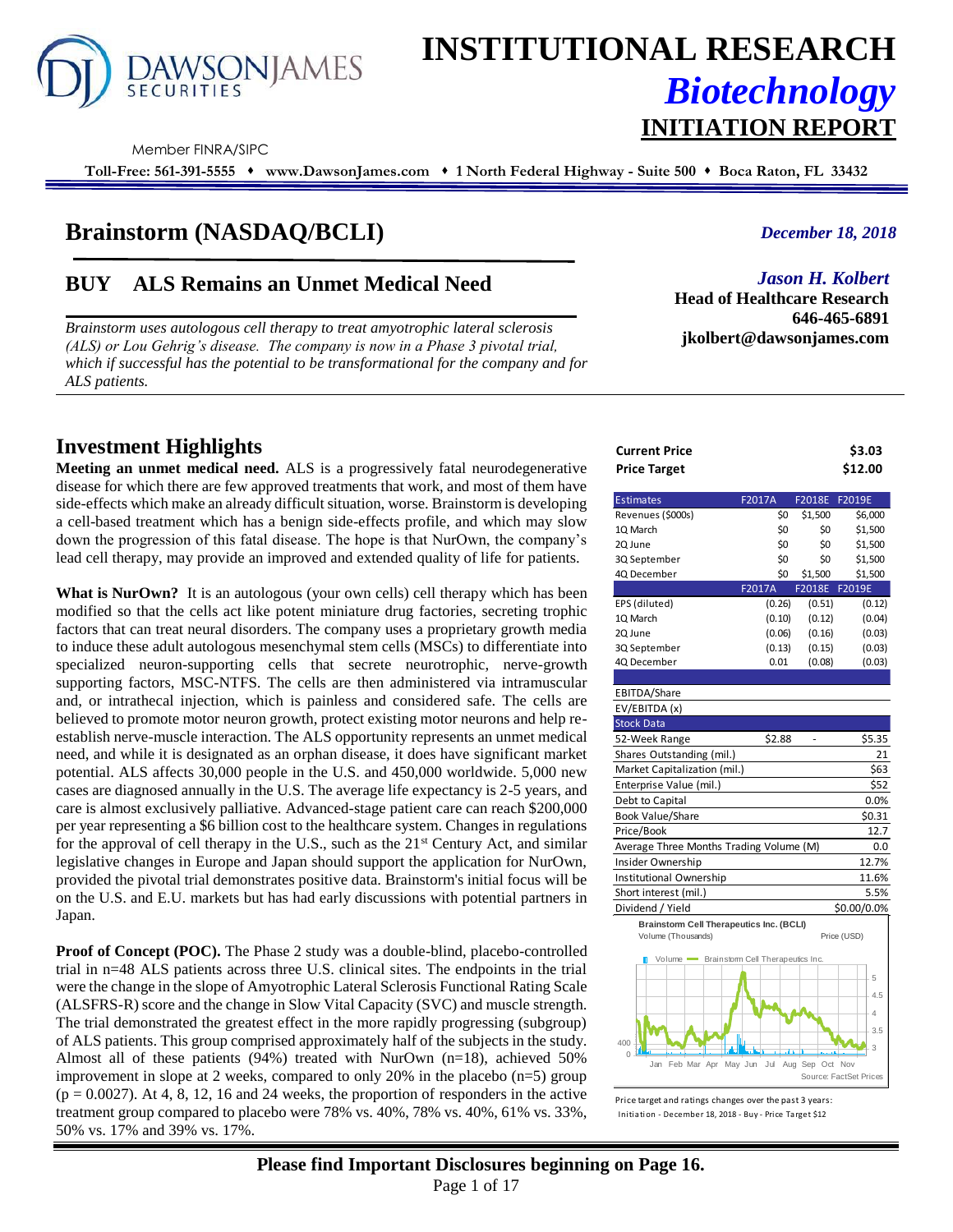# INSTITUTIONAL RESEARCH

## *Biotechnology*

## INITIATION REPORT

Member FINRA/SIPC

**Toll-Free: 561-391-5555 ♦ www.DawsonJames.com ♦ 1 North Federal Highway - Suite 500 ♦ Boca Raton, FL 33432**

# Brainstorm (NASDAQ/BCLI)

*December 18, 2018*

## BUY ALS Remains an Unmet Medical Need

*Brainstorm uses autologous cell therapy to treat amyotrophic lateral sclerosis (ALS) or Lou Gehrig's disease. The company is now in a Phase 3 pivotal trial, which if successful has the potential to be transformational for the company and for ALS patients.*

*Jason H. Kolbert*
**Head of Healthcare Research**
**646-465-6891**
**jkolbert@dawsonjames.com**

## Investment Highlights

**Meeting an unmet medical need.** ALS is a progressively fatal neurodegenerative disease for which there are few approved treatments that work, and most of them have side-effects which make an already difficult situation, worse. Brainstorm is developing a cell-based treatment which has a benign side-effects profile, and which may slow down the progression of this fatal disease. The hope is that NurOwn, the company's lead cell therapy, may provide an improved and extended quality of life for patients.

**What is NurOwn?** It is an autologous (your own cells) cell therapy which has been modified so that the cells act like potent miniature drug factories, secreting trophic factors that can treat neural disorders. The company uses a proprietary growth media to induce these adult autologous mesenchymal stem cells (MSCs) to differentiate into specialized neuron-supporting cells that secrete neurotrophic, nerve-growth supporting factors, MSC-NTFS. The cells are then administered via intramuscular and, or intrathecal injection, which is painless and considered safe. The cells are believed to promote motor neuron growth, protect existing motor neurons and help re-establish nerve-muscle interaction. The ALS opportunity represents an unmet medical need, and while it is designated as an orphan disease, it does have significant market potential. ALS affects 30,000 people in the U.S. and 450,000 worldwide. 5,000 new cases are diagnosed annually in the U.S. The average life expectancy is 2-5 years, and care is almost exclusively palliative. Advanced-stage patient care can reach $200,000 per year representing a $6 billion cost to the healthcare system. Changes in regulations for the approval of cell therapy in the U.S., such as the 21st Century Act, and similar legislative changes in Europe and Japan should support the application for NurOwn, provided the pivotal trial demonstrates positive data. Brainstorm's initial focus will be on the U.S. and E.U. markets but has had early discussions with potential partners in Japan.

**Proof of Concept (POC).** The Phase 2 study was a double-blind, placebo-controlled trial in n=48 ALS patients across three U.S. clinical sites. The endpoints in the trial were the change in the slope of Amyotrophic Lateral Sclerosis Functional Rating Scale (ALSFRS-R) score and the change in Slow Vital Capacity (SVC) and muscle strength. The trial demonstrated the greatest effect in the more rapidly progressing (subgroup) of ALS patients. This group comprised approximately half of the subjects in the study. Almost all of these patients (94%) treated with NurOwn (n=18), achieved 50% improvement in slope at 2 weeks, compared to only 20% in the placebo (n=5) group ($p = 0.0027$). At 4, 8, 12, 16 and 24 weeks, the proportion of responders in the active treatment group compared to placebo were 78% vs. 40%, 78% vs. 40%, 61% vs. 33%, 50% vs. 17% and 39% vs. 17%.

| | | | |
|---|---|---|---|
| **Current Price** | | | **$3.03** |
| **Price Target** | | | **$12.00** |

| Estimates | F2017A | F2018E | F2019E |
|---|---|---|---|
| Revenues ($000s) | $0 | $1,500 | $6,000 |
| 1Q March | $0 | $0 | $1,500 |
| 2Q June | $0 | $0 | $1,500 |
| 3Q September | $0 | $0 | $1,500 |
| 4Q December | $0 | $1,500 | $1,500 |
| | **F2017A** | **F2018E** | **F2019E** |
| EPS (diluted) | (0.26) | (0.51) | (0.12) |
| 1Q March | (0.10) | (0.12) | (0.04) |
| 2Q June | (0.06) | (0.16) | (0.03) |
| 3Q September | (0.13) | (0.15) | (0.03) |
| 4Q December | 0.01 | (0.08) | (0.03) |
| EBITDA/Share | | | |
| EV/EBITDA (x) | | | |

| Stock Data | | | |
|---|---|---|---|
| 52-Week Range | $2.88 | - | $5.35 |
| Shares Outstanding (mil.) | | | 21 |
| Market Capitalization (mil.) | | | $63 |
| Enterprise Value (mil.) | | | $52 |
| Debt to Capital | | | 0.0% |
| Book Value/Share | | | $0.31 |
| Price/Book | | | 12.7 |
| Average Three Months Trading Volume (M) | | | 0.0 |
| Insider Ownership | | | 12.7% |
| Institutional Ownership | | | 11.6% |
| Short interest (mil.) | | | 5.5% |
| Dividend / Yield | | | $0.00/0.0% |

**Brainstorm Cell Therapeutics Inc. (BCLI)**
Volume (Thousands) Price (USD)
Source: FactSet Prices

Price target and ratings changes over the past 3 years:
Initiation - December 18, 2018 - Buy - Price Target $12

**Please find Important Disclosures beginning on Page 16.**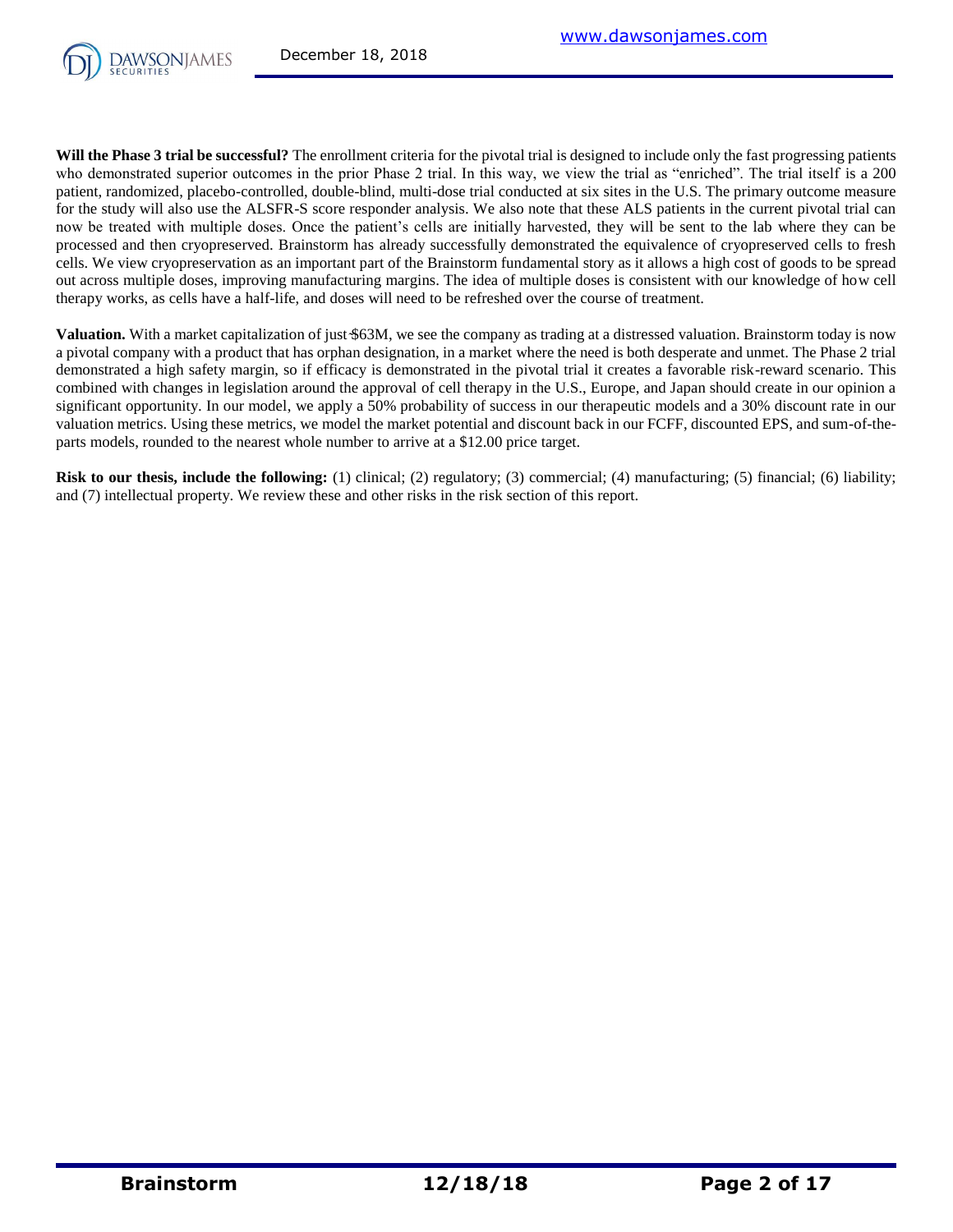**Will the Phase 3 trial be successful?** The enrollment criteria for the pivotal trial is designed to include only the fast progressing patients who demonstrated superior outcomes in the prior Phase 2 trial. In this way, we view the trial as "enriched". The trial itself is a 200 patient, randomized, placebo-controlled, double-blind, multi-dose trial conducted at six sites in the U.S. The primary outcome measure for the study will also use the ALSFR-S score responder analysis. We also note that these ALS patients in the current pivotal trial can now be treated with multiple doses. Once the patient's cells are initially harvested, they will be sent to the lab where they can be processed and then cryopreserved. Brainstorm has already successfully demonstrated the equivalence of cryopreserved cells to fresh cells. We view cryopreservation as an important part of the Brainstorm fundamental story as it allows a high cost of goods to be spread out across multiple doses, improving manufacturing margins. The idea of multiple doses is consistent with our knowledge of how cell therapy works, as cells have a half-life, and doses will need to be refreshed over the course of treatment.

**Valuation.** With a market capitalization of just $63M, we see the company as trading at a distressed valuation. Brainstorm today is now a pivotal company with a product that has orphan designation, in a market where the need is both desperate and unmet. The Phase 2 trial demonstrated a high safety margin, so if efficacy is demonstrated in the pivotal trial it creates a favorable risk-reward scenario. This combined with changes in legislation around the approval of cell therapy in the U.S., Europe, and Japan should create in our opinion a significant opportunity. In our model, we apply a 50% probability of success in our therapeutic models and a 30% discount rate in our valuation metrics. Using these metrics, we model the market potential and discount back in our FCFF, discounted EPS, and sum-of-the-parts models, rounded to the nearest whole number to arrive at a $12.00 price target.

**Risk to our thesis, include the following:** (1) clinical; (2) regulatory; (3) commercial; (4) manufacturing; (5) financial; (6) liability; and (7) intellectual property. We review these and other risks in the risk section of this report.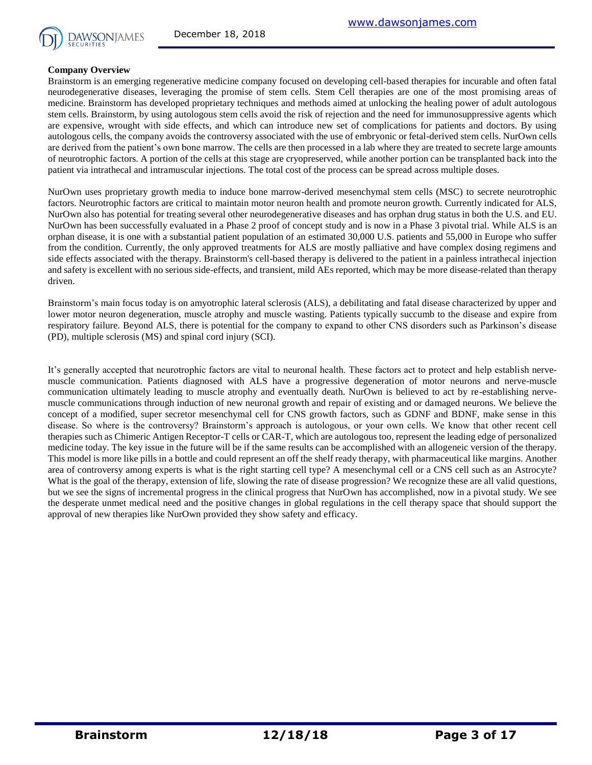**Company Overview**

Brainstorm is an emerging regenerative medicine company focused on developing cell-based therapies for incurable and often fatal neurodegenerative diseases, leveraging the promise of stem cells. Stem Cell therapies are one of the most promising areas of medicine. Brainstorm has developed proprietary techniques and methods aimed at unlocking the healing power of adult autologous stem cells. Brainstorm, by using autologous stem cells avoid the risk of rejection and the need for immunosuppressive agents which are expensive, wrought with side effects, and which can introduce new set of complications for patients and doctors. By using autologous cells, the company avoids the controversy associated with the use of embryonic or fetal-derived stem cells. NurOwn cells are derived from the patient's own bone marrow. The cells are then processed in a lab where they are treated to secrete large amounts of neurotrophic factors. A portion of the cells at this stage are cryopreserved, while another portion can be transplanted back into the patient via intrathecal and intramuscular injections. The total cost of the process can be spread across multiple doses.

NurOwn uses proprietary growth media to induce bone marrow-derived mesenchymal stem cells (MSC) to secrete neurotrophic factors. Neurotrophic factors are critical to maintain motor neuron health and promote neuron growth. Currently indicated for ALS, NurOwn also has potential for treating several other neurodegenerative diseases and has orphan drug status in both the U.S. and EU. NurOwn has been successfully evaluated in a Phase 2 proof of concept study and is now in a Phase 3 pivotal trial. While ALS is an orphan disease, it is one with a substantial patient population of an estimated 30,000 U.S. patients and 55,000 in Europe who suffer from the condition. Currently, the only approved treatments for ALS are mostly palliative and have complex dosing regimens and side effects associated with the therapy. Brainstorm's cell-based therapy is delivered to the patient in a painless intrathecal injection and safety is excellent with no serious side-effects, and transient, mild AEs reported, which may be more disease-related than therapy driven.

Brainstorm's main focus today is on amyotrophic lateral sclerosis (ALS), a debilitating and fatal disease characterized by upper and lower motor neuron degeneration, muscle atrophy and muscle wasting. Patients typically succumb to the disease and expire from respiratory failure. Beyond ALS, there is potential for the company to expand to other CNS disorders such as Parkinson's disease (PD), multiple sclerosis (MS) and spinal cord injury (SCI).

It's generally accepted that neurotrophic factors are vital to neuronal health. These factors act to protect and help establish nerve-muscle communication. Patients diagnosed with ALS have a progressive degeneration of motor neurons and nerve-muscle communication ultimately leading to muscle atrophy and eventually death. NurOwn is believed to act by re-establishing nerve-muscle communications through induction of new neuronal growth and repair of existing and or damaged neurons. We believe the concept of a modified, super secretor mesenchymal cell for CNS growth factors, such as GDNF and BDNF, make sense in this disease. So where is the controversy? Brainstorm's approach is autologous, or your own cells. We know that other recent cell therapies such as Chimeric Antigen Receptor-T cells or CAR-T, which are autologous too, represent the leading edge of personalized medicine today. The key issue in the future will be if the same results can be accomplished with an allogeneic version of the therapy. This model is more like pills in a bottle and could represent an off the shelf ready therapy, with pharmaceutical like margins. Another area of controversy among experts is what is the right starting cell type? A mesenchymal cell or a CNS cell such as an Astrocyte? What is the goal of the therapy, extension of life, slowing the rate of disease progression? We recognize these are all valid questions, but we see the signs of incremental progress in the clinical progress that NurOwn has accomplished, now in a pivotal study. We see the desperate unmet medical need and the positive changes in global regulations in the cell therapy space that should support the approval of new therapies like NurOwn provided they show safety and efficacy.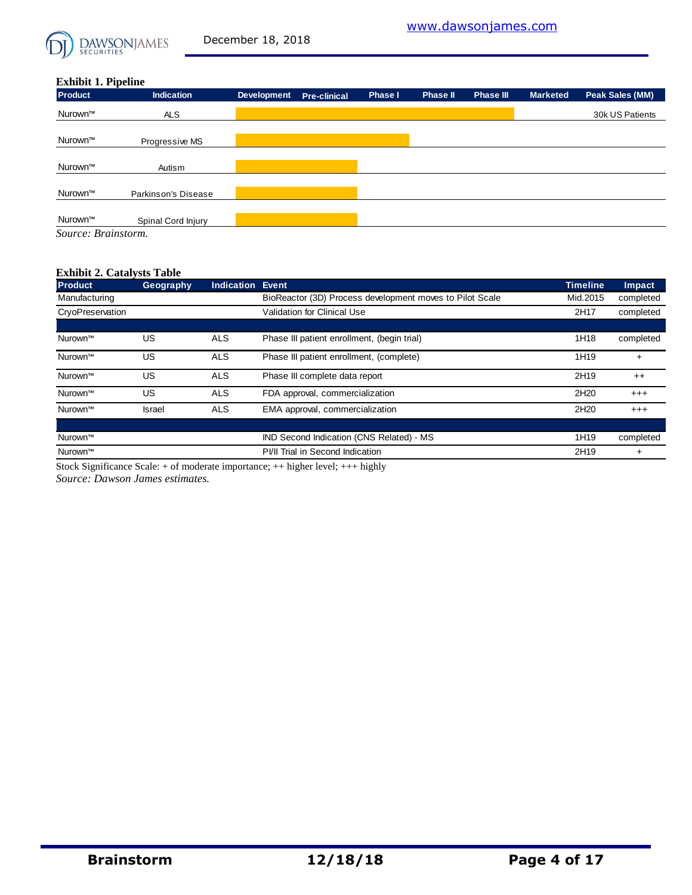**Exhibit 1. Pipeline**

| Product | Indication | Development | Pre-clinical | Phase I | Phase II | Phase III | Marketed | Peak Sales (MM) |
|---|---|---|---|---|---|---|---|---|
| Nurown™ | ALS | ■ | ■ | ■ | ■ | ■ | | 30k US Patients |
| Nurown™ | Progressive MS | ■ | ■ | ■ | | | | |
| Nurown™ | Autism | ■ | ■ | | | | | |
| Nurown™ | Parkinson's Disease | ■ | ■ | | | | | |
| Nurown™ | Spinal Cord Injury | ■ | ■ | | | | | |

*Source: Brainstorm.*

**Exhibit 2. Catalysts Table**

| Product | Geography | Indication | Event | Timeline | Impact |
|---|---|---|---|---|---|
| Manufacturing | | | BioReactor (3D) Process development moves to Pilot Scale | Mid.2015 | completed |
| CryoPreservation | | | Validation for Clinical Use | 2H17 | completed |
| | | | | | |
| Nurown™ | US | ALS | Phase III patient enrollment, (begin trial) | 1H18 | completed |
| Nurown™ | US | ALS | Phase III patient enrollment, (complete) | 1H19 | + |
| Nurown™ | US | ALS | Phase III complete data report | 2H19 | ++ |
| Nurown™ | US | ALS | FDA approval, commercialization | 2H20 | +++ |
| Nurown™ | Israel | ALS | EMA approval, commercialization | 2H20 | +++ |
| | | | | | |
| Nurown™ | | | IND Second Indication (CNS Related) - MS | 1H19 | completed |
| Nurown™ | | | PI/II Trial in Second Indication | 2H19 | + |

Stock Significance Scale: + of moderate importance; ++ higher level; +++ highly

*Source: Dawson James estimates.*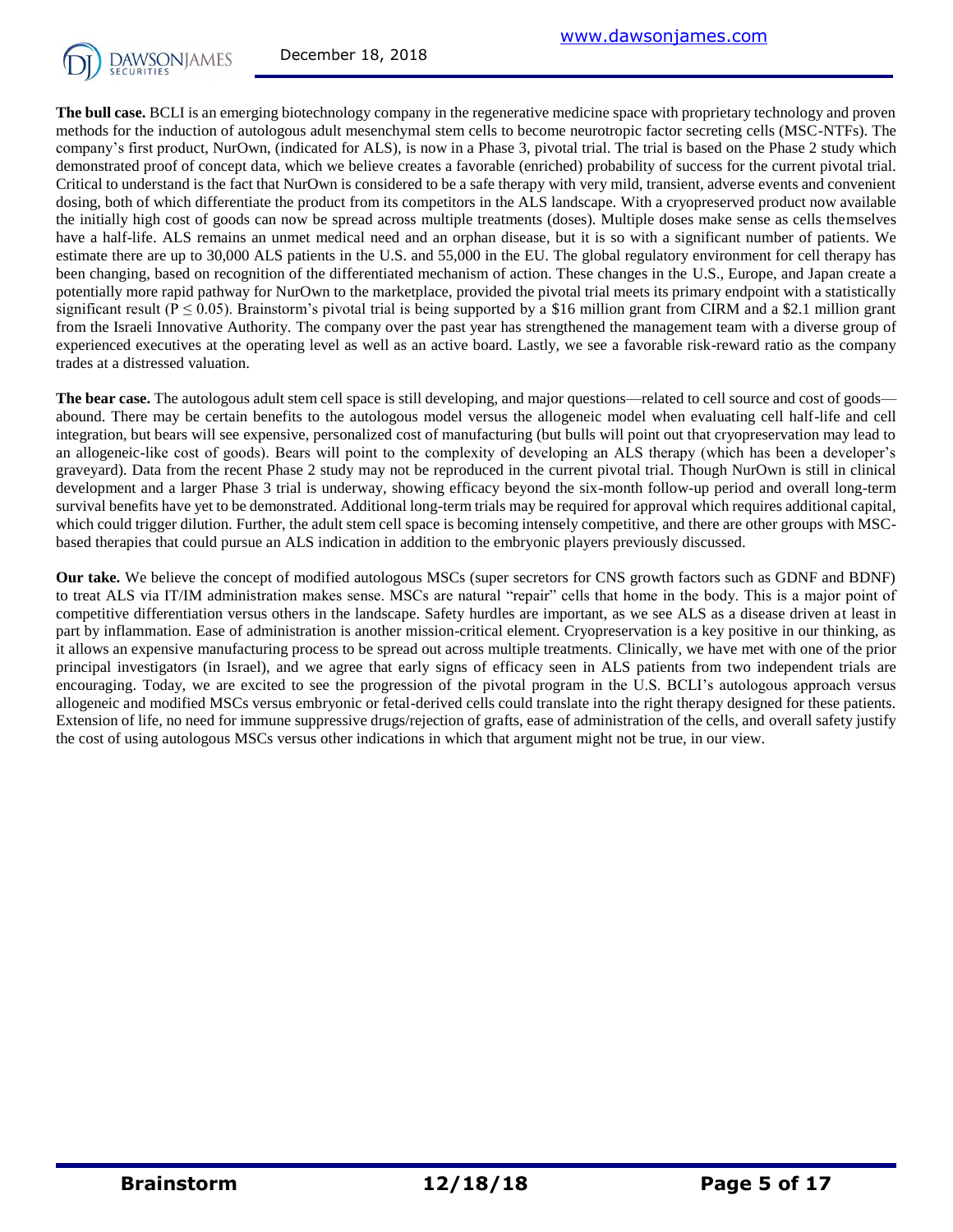**The bull case.** BCLI is an emerging biotechnology company in the regenerative medicine space with proprietary technology and proven methods for the induction of autologous adult mesenchymal stem cells to become neurotropic factor secreting cells (MSC-NTFs). The company's first product, NurOwn, (indicated for ALS), is now in a Phase 3, pivotal trial. The trial is based on the Phase 2 study which demonstrated proof of concept data, which we believe creates a favorable (enriched) probability of success for the current pivotal trial. Critical to understand is the fact that NurOwn is considered to be a safe therapy with very mild, transient, adverse events and convenient dosing, both of which differentiate the product from its competitors in the ALS landscape. With a cryopreserved product now available the initially high cost of goods can now be spread across multiple treatments (doses). Multiple doses make sense as cells themselves have a half-life. ALS remains an unmet medical need and an orphan disease, but it is so with a significant number of patients. We estimate there are up to 30,000 ALS patients in the U.S. and 55,000 in the EU. The global regulatory environment for cell therapy has been changing, based on recognition of the differentiated mechanism of action. These changes in the U.S., Europe, and Japan create a potentially more rapid pathway for NurOwn to the marketplace, provided the pivotal trial meets its primary endpoint with a statistically significant result ($P \leq 0.05$). Brainstorm's pivotal trial is being supported by a $16 million grant from CIRM and a $2.1 million grant from the Israeli Innovative Authority. The company over the past year has strengthened the management team with a diverse group of experienced executives at the operating level as well as an active board. Lastly, we see a favorable risk-reward ratio as the company trades at a distressed valuation.

**The bear case.** The autologous adult stem cell space is still developing, and major questions—related to cell source and cost of goods—abound. There may be certain benefits to the autologous model versus the allogeneic model when evaluating cell half-life and cell integration, but bears will see expensive, personalized cost of manufacturing (but bulls will point out that cryopreservation may lead to an allogeneic-like cost of goods). Bears will point to the complexity of developing an ALS therapy (which has been a developer's graveyard). Data from the recent Phase 2 study may not be reproduced in the current pivotal trial. Though NurOwn is still in clinical development and a larger Phase 3 trial is underway, showing efficacy beyond the six-month follow-up period and overall long-term survival benefits have yet to be demonstrated. Additional long-term trials may be required for approval which requires additional capital, which could trigger dilution. Further, the adult stem cell space is becoming intensely competitive, and there are other groups with MSC-based therapies that could pursue an ALS indication in addition to the embryonic players previously discussed.

**Our take.** We believe the concept of modified autologous MSCs (super secretors for CNS growth factors such as GDNF and BDNF) to treat ALS via IT/IM administration makes sense. MSCs are natural "repair" cells that home in the body. This is a major point of competitive differentiation versus others in the landscape. Safety hurdles are important, as we see ALS as a disease driven at least in part by inflammation. Ease of administration is another mission-critical element. Cryopreservation is a key positive in our thinking, as it allows an expensive manufacturing process to be spread out across multiple treatments. Clinically, we have met with one of the prior principal investigators (in Israel), and we agree that early signs of efficacy seen in ALS patients from two independent trials are encouraging. Today, we are excited to see the progression of the pivotal program in the U.S. BCLI's autologous approach versus allogeneic and modified MSCs versus embryonic or fetal-derived cells could translate into the right therapy designed for these patients. Extension of life, no need for immune suppressive drugs/rejection of grafts, ease of administration of the cells, and overall safety justify the cost of using autologous MSCs versus other indications in which that argument might not be true, in our view.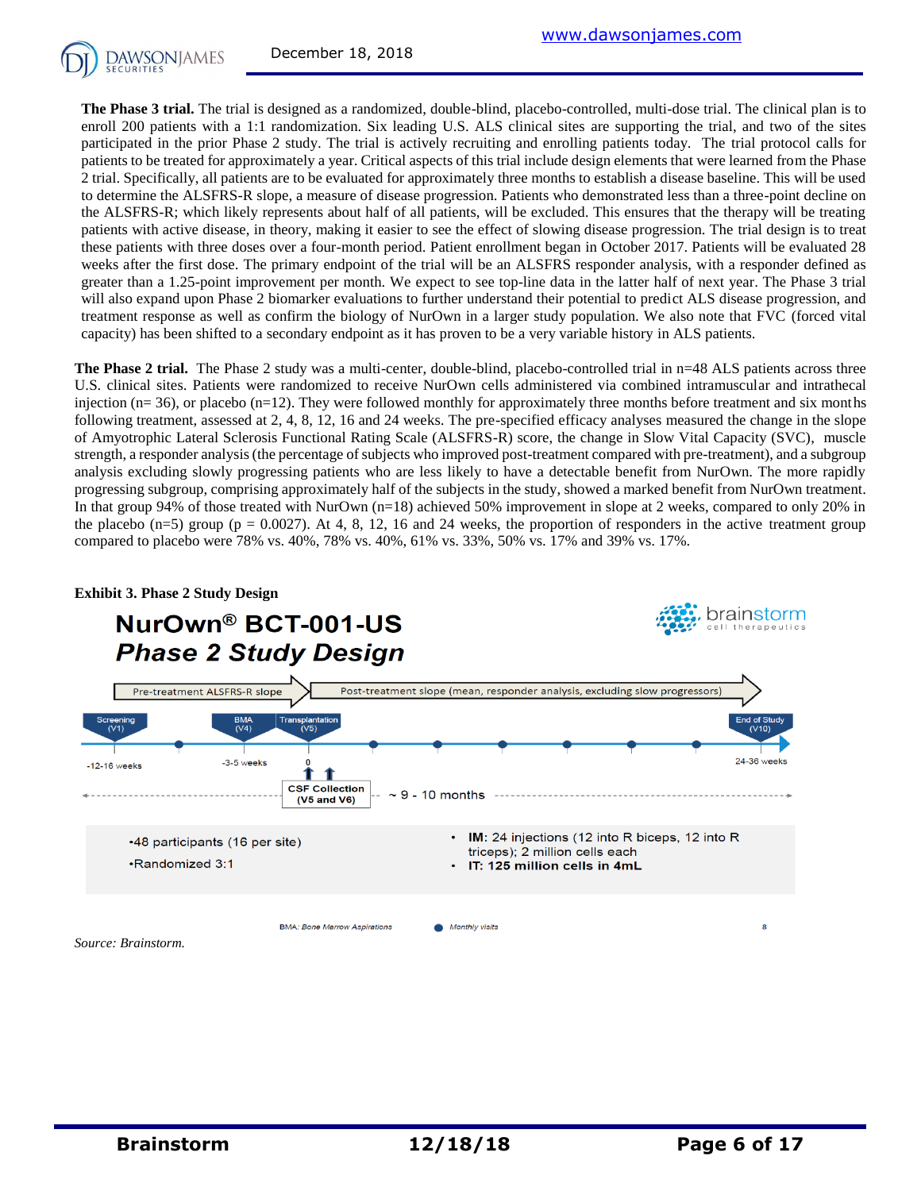**The Phase 3 trial.** The trial is designed as a randomized, double-blind, placebo-controlled, multi-dose trial. The clinical plan is to enroll 200 patients with a 1:1 randomization. Six leading U.S. ALS clinical sites are supporting the trial, and two of the sites participated in the prior Phase 2 study. The trial is actively recruiting and enrolling patients today. The trial protocol calls for patients to be treated for approximately a year. Critical aspects of this trial include design elements that were learned from the Phase 2 trial. Specifically, all patients are to be evaluated for approximately three months to establish a disease baseline. This will be used to determine the ALSFRS-R slope, a measure of disease progression. Patients who demonstrated less than a three-point decline on the ALSFRS-R; which likely represents about half of all patients, will be excluded. This ensures that the therapy will be treating patients with active disease, in theory, making it easier to see the effect of slowing disease progression. The trial design is to treat these patients with three doses over a four-month period. Patient enrollment began in October 2017. Patients will be evaluated 28 weeks after the first dose. The primary endpoint of the trial will be an ALSFRS responder analysis, with a responder defined as greater than a 1.25-point improvement per month. We expect to see top-line data in the latter half of next year. The Phase 3 trial will also expand upon Phase 2 biomarker evaluations to further understand their potential to predict ALS disease progression, and treatment response as well as confirm the biology of NurOwn in a larger study population. We also note that FVC (forced vital capacity) has been shifted to a secondary endpoint as it has proven to be a very variable history in ALS patients.

**The Phase 2 trial.** The Phase 2 study was a multi-center, double-blind, placebo-controlled trial in n=48 ALS patients across three U.S. clinical sites. Patients were randomized to receive NurOwn cells administered via combined intramuscular and intrathecal injection (n= 36), or placebo (n=12). They were followed monthly for approximately three months before treatment and six months following treatment, assessed at 2, 4, 8, 12, 16 and 24 weeks. The pre-specified efficacy analyses measured the change in the slope of Amyotrophic Lateral Sclerosis Functional Rating Scale (ALSFRS-R) score, the change in Slow Vital Capacity (SVC), muscle strength, a responder analysis (the percentage of subjects who improved post-treatment compared with pre-treatment), and a subgroup analysis excluding slowly progressing patients who are less likely to have a detectable benefit from NurOwn. The more rapidly progressing subgroup, comprising approximately half of the subjects in the study, showed a marked benefit from NurOwn treatment. In that group 94% of those treated with NurOwn (n=18) achieved 50% improvement in slope at 2 weeks, compared to only 20% in the placebo (n=5) group (p = 0.0027). At 4, 8, 12, 16 and 24 weeks, the proportion of responders in the active treatment group compared to placebo were 78% vs. 40%, 78% vs. 40%, 61% vs. 33%, 50% vs. 17% and 39% vs. 17%.

**Exhibit 3. Phase 2 Study Design**

**NurOwn® BCT-001-US**
***Phase 2 Study Design***

brainstorm cell therapeutics

Pre-treatment ALSFRS-R slope → Post-treatment slope (mean, responder analysis, excluding slow progressors)

Screening (V1): -12-16 weeks | BMA (V4): -3-5 weeks | Transplantation (V5): 0 | End of Study (V10): 24-36 weeks

CSF Collection (V5 and V6) — ~ 9 - 10 months

- •48 participants (16 per site)
- •Randomized 3:1

- **IM:** 24 injections (12 into R biceps, 12 into R triceps); 2 million cells each
- **IT: 125 million cells in 4mL**

BMA: *Bone Marrow Aspirations* ● *Monthly visits*

*Source: Brainstorm.*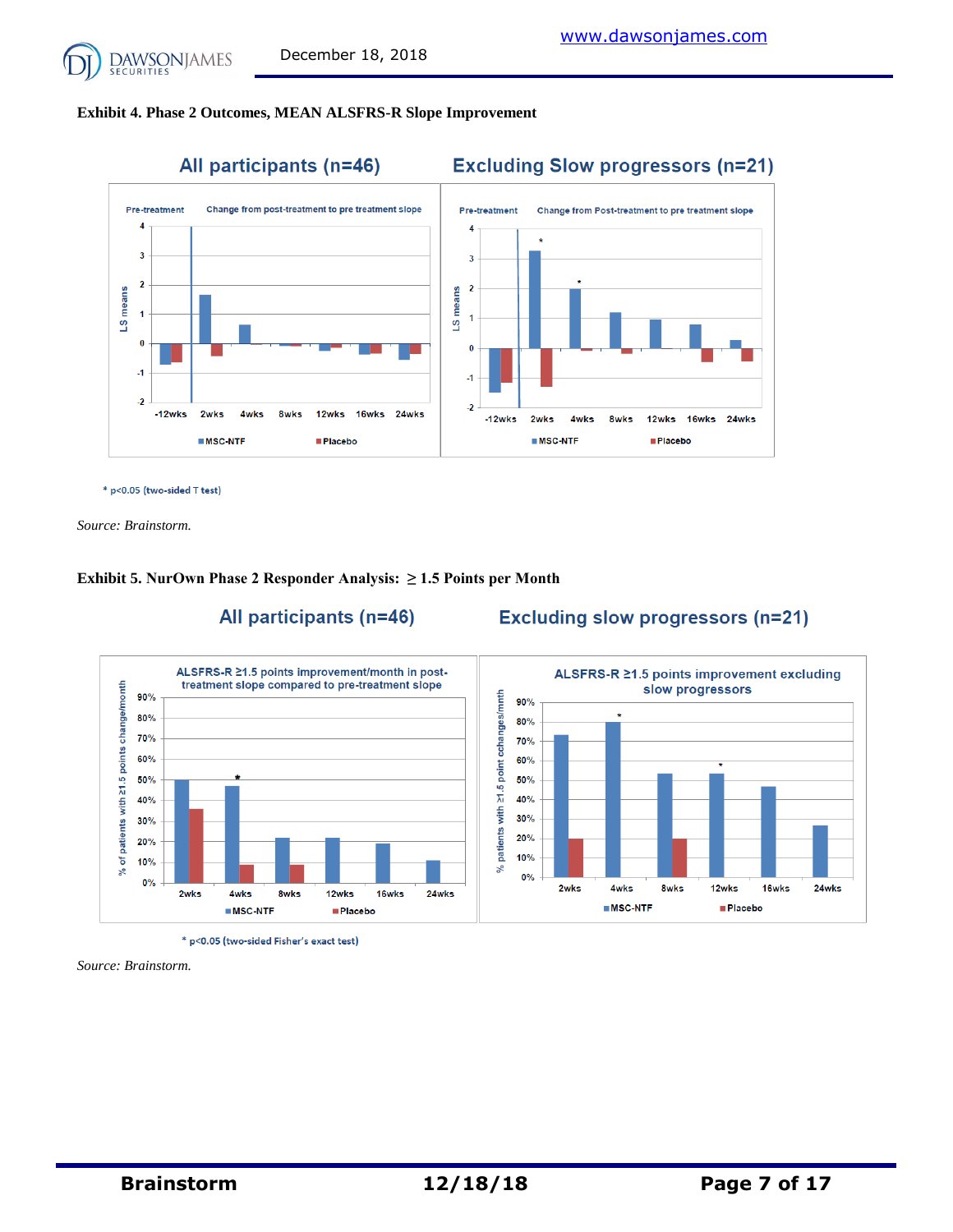**Exhibit 4. Phase 2 Outcomes, MEAN ALSFRS-R Slope Improvement**

All participants (n=46) | Excluding Slow progressors (n=21)

\* p<0.05 (two-sided T test)

*Source: Brainstorm.*

**Exhibit 5. NurOwn Phase 2 Responder Analysis: ≥ 1.5 Points per Month**

All participants (n=46) | Excluding slow progressors (n=21)

\* p<0.05 (two-sided Fisher's exact test)

*Source: Brainstorm.*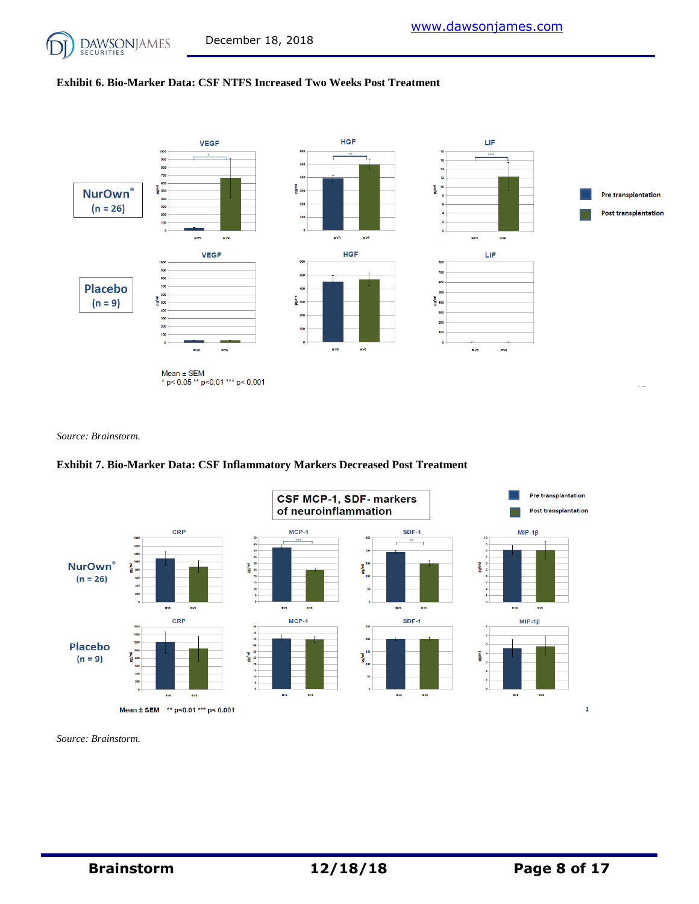**Exhibit 6. Bio-Marker Data: CSF NTFS Increased Two Weeks Post Treatment**

NurOwn® (n = 26)

Placebo (n = 9)

VEGF | HGF | LIF

Pre transplantation

Post transplantation

Mean ± SEM
* p< 0.05 ** p<0.01 *** p< 0.001

*Source: Brainstorm.*

**Exhibit 7. Bio-Marker Data: CSF Inflammatory Markers Decreased Post Treatment**

CSF MCP-1, SDF- markers of neuroinflammation

Pre transplantation

Post transplantation

NurOwn® (n = 26)

Placebo (n = 9)

CRP | MCP-1 | SDF-1 | MIP-1β

Mean ± SEM ** p<0.01 *** p< 0.001

*Source: Brainstorm.*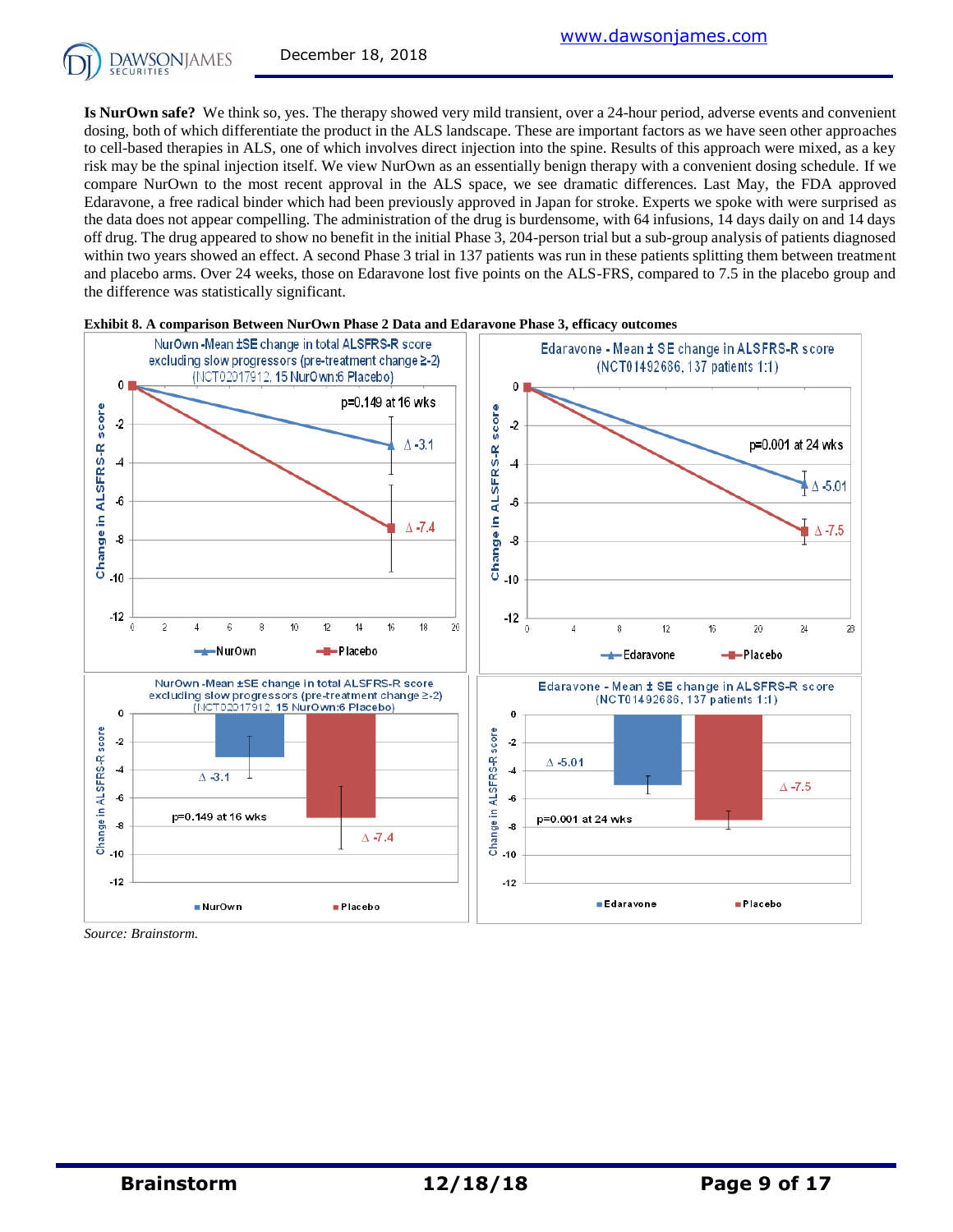**Is NurOwn safe?** We think so, yes. The therapy showed very mild transient, over a 24-hour period, adverse events and convenient dosing, both of which differentiate the product in the ALS landscape. These are important factors as we have seen other approaches to cell-based therapies in ALS, one of which involves direct injection into the spine. Results of this approach were mixed, as a key risk may be the spinal injection itself. We view NurOwn as an essentially benign therapy with a convenient dosing schedule. If we compare NurOwn to the most recent approval in the ALS space, we see dramatic differences. Last May, the FDA approved Edaravone, a free radical binder which had been previously approved in Japan for stroke. Experts we spoke with were surprised as the data does not appear compelling. The administration of the drug is burdensome, with 64 infusions, 14 days daily on and 14 days off drug. The drug appeared to show no benefit in the initial Phase 3, 204-person trial but a sub-group analysis of patients diagnosed within two years showed an effect. A second Phase 3 trial in 137 patients was run in these patients splitting them between treatment and placebo arms. Over 24 weeks, those on Edaravone lost five points on the ALS-FRS, compared to 7.5 in the placebo group and the difference was statistically significant.

**Exhibit 8. A comparison Between NurOwn Phase 2 Data and Edaravone Phase 3, efficacy outcomes**

*Source: Brainstorm.*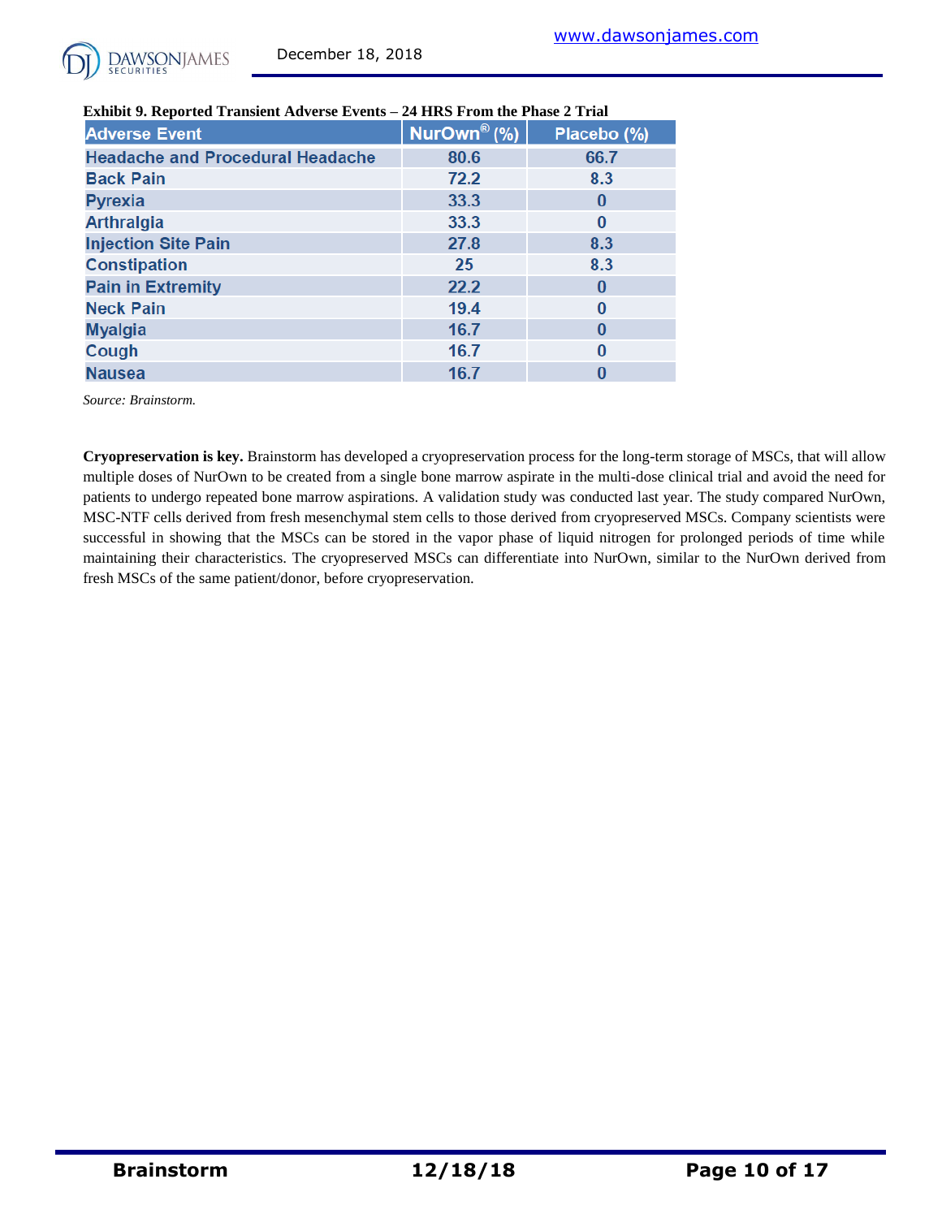**Exhibit 9. Reported Transient Adverse Events – 24 HRS From the Phase 2 Trial**

| Adverse Event | NurOwn® (%) | Placebo (%) |
|---|---|---|
| Headache and Procedural Headache | 80.6 | 66.7 |
| Back Pain | 72.2 | 8.3 |
| Pyrexia | 33.3 | 0 |
| Arthralgia | 33.3 | 0 |
| Injection Site Pain | 27.8 | 8.3 |
| Constipation | 25 | 8.3 |
| Pain in Extremity | 22.2 | 0 |
| Neck Pain | 19.4 | 0 |
| Myalgia | 16.7 | 0 |
| Cough | 16.7 | 0 |
| Nausea | 16.7 | 0 |

*Source: Brainstorm.*

**Cryopreservation is key.** Brainstorm has developed a cryopreservation process for the long-term storage of MSCs, that will allow multiple doses of NurOwn to be created from a single bone marrow aspirate in the multi-dose clinical trial and avoid the need for patients to undergo repeated bone marrow aspirations. A validation study was conducted last year. The study compared NurOwn, MSC-NTF cells derived from fresh mesenchymal stem cells to those derived from cryopreserved MSCs. Company scientists were successful in showing that the MSCs can be stored in the vapor phase of liquid nitrogen for prolonged periods of time while maintaining their characteristics. The cryopreserved MSCs can differentiate into NurOwn, similar to the NurOwn derived from fresh MSCs of the same patient/donor, before cryopreservation.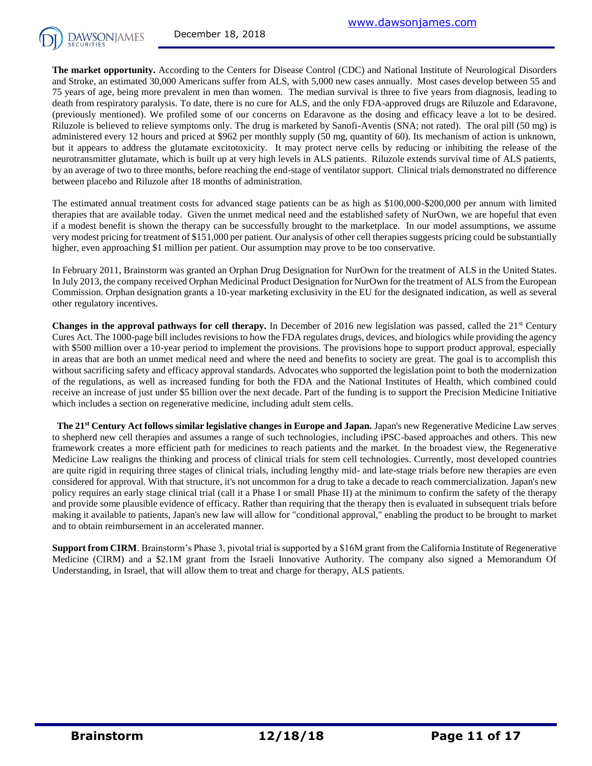**The market opportunity.** According to the Centers for Disease Control (CDC) and National Institute of Neurological Disorders and Stroke, an estimated 30,000 Americans suffer from ALS, with 5,000 new cases annually. Most cases develop between 55 and 75 years of age, being more prevalent in men than women. The median survival is three to five years from diagnosis, leading to death from respiratory paralysis. To date, there is no cure for ALS, and the only FDA-approved drugs are Riluzole and Edaravone, (previously mentioned). We profiled some of our concerns on Edaravone as the dosing and efficacy leave a lot to be desired. Riluzole is believed to relieve symptoms only. The drug is marketed by Sanofi-Aventis (SNA; not rated). The oral pill (50 mg) is administered every 12 hours and priced at $962 per monthly supply (50 mg, quantity of 60). Its mechanism of action is unknown, but it appears to address the glutamate excitotoxicity. It may protect nerve cells by reducing or inhibiting the release of the neurotransmitter glutamate, which is built up at very high levels in ALS patients. Riluzole extends survival time of ALS patients, by an average of two to three months, before reaching the end-stage of ventilator support. Clinical trials demonstrated no difference between placebo and Riluzole after 18 months of administration.

The estimated annual treatment costs for advanced stage patients can be as high as $100,000-$200,000 per annum with limited therapies that are available today. Given the unmet medical need and the established safety of NurOwn, we are hopeful that even if a modest benefit is shown the therapy can be successfully brought to the marketplace. In our model assumptions, we assume very modest pricing for treatment of $151,000 per patient. Our analysis of other cell therapies suggests pricing could be substantially higher, even approaching $1 million per patient. Our assumption may prove to be too conservative.

In February 2011, Brainstorm was granted an Orphan Drug Designation for NurOwn for the treatment of ALS in the United States. In July 2013, the company received Orphan Medicinal Product Designation for NurOwn for the treatment of ALS from the European Commission. Orphan designation grants a 10-year marketing exclusivity in the EU for the designated indication, as well as several other regulatory incentives.

**Changes in the approval pathways for cell therapy.** In December of 2016 new legislation was passed, called the 21st Century Cures Act. The 1000-page bill includes revisions to how the FDA regulates drugs, devices, and biologics while providing the agency with $500 million over a 10-year period to implement the provisions. The provisions hope to support product approval, especially in areas that are both an unmet medical need and where the need and benefits to society are great. The goal is to accomplish this without sacrificing safety and efficacy approval standards. Advocates who supported the legislation point to both the modernization of the regulations, as well as increased funding for both the FDA and the National Institutes of Health, which combined could receive an increase of just under $5 billion over the next decade. Part of the funding is to support the Precision Medicine Initiative which includes a section on regenerative medicine, including adult stem cells.

**The 21st Century Act follows similar legislative changes in Europe and Japan.** Japan's new Regenerative Medicine Law serves to shepherd new cell therapies and assumes a range of such technologies, including iPSC-based approaches and others. This new framework creates a more efficient path for medicines to reach patients and the market. In the broadest view, the Regenerative Medicine Law realigns the thinking and process of clinical trials for stem cell technologies. Currently, most developed countries are quite rigid in requiring three stages of clinical trials, including lengthy mid- and late-stage trials before new therapies are even considered for approval. With that structure, it's not uncommon for a drug to take a decade to reach commercialization. Japan's new policy requires an early stage clinical trial (call it a Phase I or small Phase II) at the minimum to confirm the safety of the therapy and provide some plausible evidence of efficacy. Rather than requiring that the therapy then is evaluated in subsequent trials before making it available to patients, Japan's new law will allow for "conditional approval," enabling the product to be brought to market and to obtain reimbursement in an accelerated manner.

**Support from CIRM**. Brainstorm's Phase 3, pivotal trial is supported by a $16M grant from the California Institute of Regenerative Medicine (CIRM) and a $2.1M grant from the Israeli Innovative Authority. The company also signed a Memorandum Of Understanding, in Israel, that will allow them to treat and charge for therapy, ALS patients.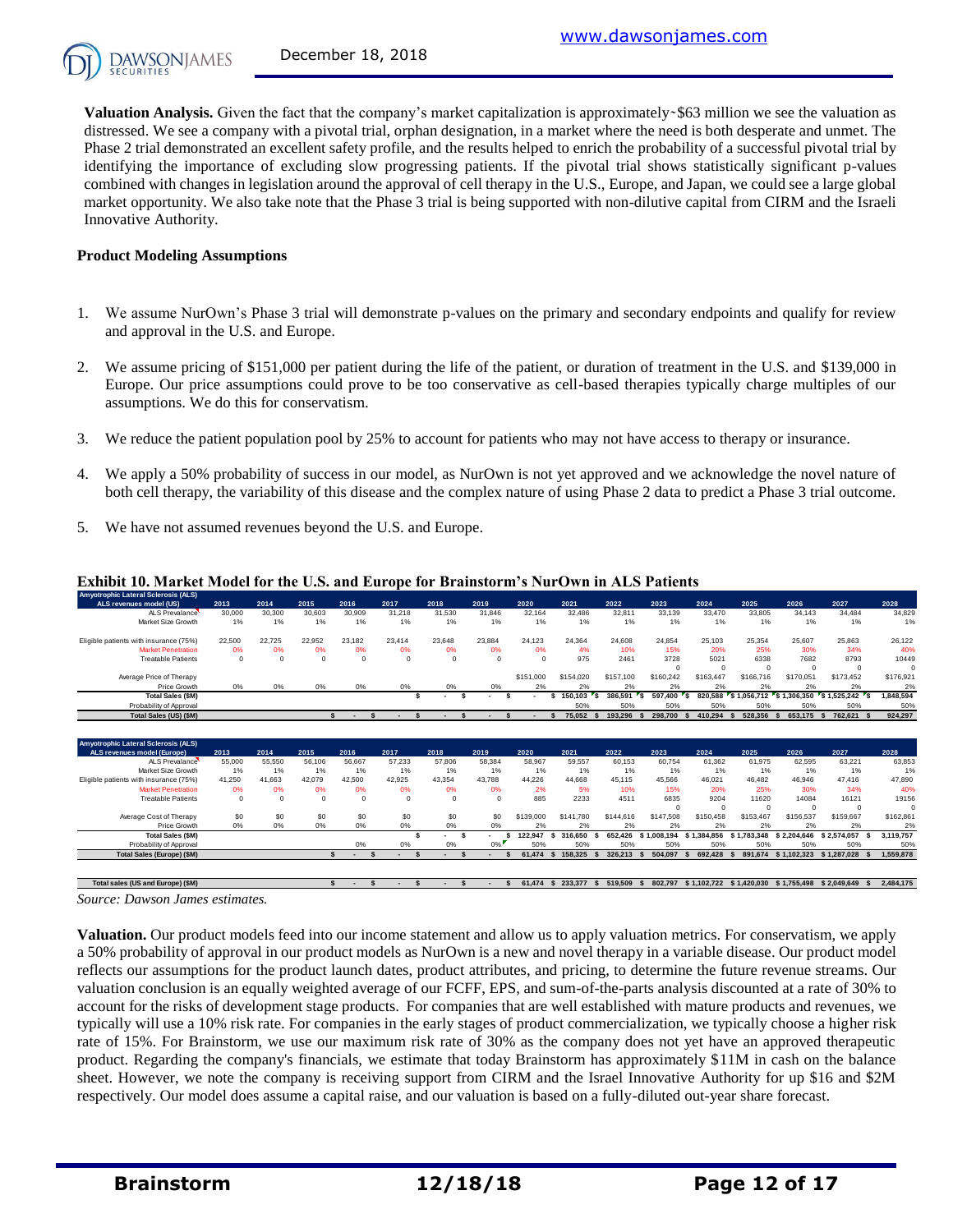**Valuation Analysis.** Given the fact that the company's market capitalization is approximately~$63 million we see the valuation as distressed. We see a company with a pivotal trial, orphan designation, in a market where the need is both desperate and unmet. The Phase 2 trial demonstrated an excellent safety profile, and the results helped to enrich the probability of a successful pivotal trial by identifying the importance of excluding slow progressing patients. If the pivotal trial shows statistically significant p-values combined with changes in legislation around the approval of cell therapy in the U.S., Europe, and Japan, we could see a large global market opportunity. We also take note that the Phase 3 trial is being supported with non-dilutive capital from CIRM and the Israeli Innovative Authority.

**Product Modeling Assumptions**

1. We assume NurOwn's Phase 3 trial will demonstrate p-values on the primary and secondary endpoints and qualify for review and approval in the U.S. and Europe.

2. We assume pricing of $151,000 per patient during the life of the patient, or duration of treatment in the U.S. and $139,000 in Europe. Our price assumptions could prove to be too conservative as cell-based therapies typically charge multiples of our assumptions. We do this for conservatism.

3. We reduce the patient population pool by 25% to account for patients who may not have access to therapy or insurance.

4. We apply a 50% probability of success in our model, as NurOwn is not yet approved and we acknowledge the novel nature of both cell therapy, the variability of this disease and the complex nature of using Phase 2 data to predict a Phase 3 trial outcome.

5. We have not assumed revenues beyond the U.S. and Europe.

**Exhibit 10. Market Model for the U.S. and Europe for Brainstorm's NurOwn in ALS Patients**

| Amyotrophic Lateral Sclerosis (ALS) ALS revenues model (US) | 2013 | 2014 | 2015 | 2016 | 2017 | 2018 | 2019 | 2020 | 2021 | 2022 | 2023 | 2024 | 2025 | 2026 | 2027 | 2028 |
|---|---|---|---|---|---|---|---|---|---|---|---|---|---|---|---|---|
| ALS Prevalance | 30,000 | 30,300 | 30,603 | 30,909 | 31,218 | 31,530 | 31,846 | 32,164 | 32,486 | 32,811 | 33,139 | 33,470 | 33,805 | 34,143 | 34,484 | 34,829 |
| Market Size Growth | 1% | 1% | 1% | 1% | 1% | 1% | 1% | 1% | 1% | 1% | 1% | 1% | 1% | 1% | 1% | 1% |
| Eligible patients with insurance (75%) | 22,500 | 22,725 | 22,952 | 23,182 | 23,414 | 23,648 | 23,884 | 24,123 | 24,364 | 24,608 | 24,854 | 25,103 | 25,354 | 25,607 | 25,863 | 26,122 |
| Market Penetration | 0% | 0% | 0% | 0% | 0% | 0% | 0% | 0% | 4% | 10% | 15% | 20% | 25% | 30% | 34% | 40% |
| Treatable Patients | 0 | 0 | 0 | 0 | 0 | 0 | 0 | 0 | 975 | 2461 | 3728 | 5021 | 6338 | 7682 | 8793 | 10449 |
| | | | | | | | | | | | 0 | 0 | 0 | 0 | 0 | 0 |
| Average Price of Therapy | | | | | | | | $151,000 | $154,020 | $157,100 | $160,242 | $163,447 | $166,716 | $170,051 | $173,452 | $176,921 |
| Price Growth | 0% | 0% | 0% | 0% | 0% | 0% | 0% | 2% | 2% | 2% | 2% | 2% | 2% | 2% | 2% | 2% |
| Total Sales ($M) | | | | | | $ - | $ - | $ - | $ 150,103 | $ 386,591 | $ 597,400 | $ 820,588 | $ 1,056,712 | $ 1,306,350 | $ 1,525,242 | $ 1,848,594 |
| Probability of Approval | | | | | | | | | 50% | 50% | 50% | 50% | 50% | 50% | 50% | 50% |
| Total Sales (US) ($M) | | | | $ - | $ - | $ - | $ - | $ - | $ 75,052 | $ 193,296 | $ 298,700 | $ 410,294 | $ 528,356 | $ 653,175 | $ 762,621 | $ 924,297 |

| Amyotrophic Lateral Sclerosis (ALS) ALS revenues model (Europe) | 2013 | 2014 | 2015 | 2016 | 2017 | 2018 | 2019 | 2020 | 2021 | 2022 | 2023 | 2024 | 2025 | 2026 | 2027 | 2028 |
|---|---|---|---|---|---|---|---|---|---|---|---|---|---|---|---|---|
| ALS Prevalance | 55,000 | 55,550 | 56,106 | 56,667 | 57,233 | 57,806 | 58,384 | 58,967 | 59,557 | 60,153 | 60,754 | 61,362 | 61,975 | 62,595 | 63,221 | 63,853 |
| Market Size Growth | 1% | 1% | 1% | 1% | 1% | 1% | 1% | 1% | 1% | 1% | 1% | 1% | 1% | 1% | 1% | 1% |
| Eligible patients with insurance (75%) | 41,250 | 41,663 | 42,079 | 42,500 | 42,925 | 43,354 | 43,788 | 44,226 | 44,668 | 45,115 | 45,566 | 46,021 | 46,482 | 46,946 | 47,416 | 47,890 |
| Market Penetration | 0% | 0% | 0% | 0% | 0% | 0% | 0% | 2% | 5% | 10% | 15% | 20% | 25% | 30% | 34% | 40% |
| Treatable Patients | 0 | 0 | 0 | 0 | 0 | 0 | 0 | 885 | 2233 | 4511 | 6835 | 9204 | 11620 | 14084 | 16121 | 19156 |
| | | | | | | | | | | | 0 | 0 | 0 | 0 | 0 | 0 |
| Average Cost of Therapy | $0 | $0 | $0 | $0 | $0 | $0 | $0 | $139,000 | $141,780 | $144,616 | $147,508 | $150,458 | $153,467 | $156,537 | $159,667 | $162,861 |
| Price Growth | 0% | 0% | 0% | 0% | 0% | 0% | 0% | 2% | 2% | 2% | 2% | 2% | 2% | 2% | 2% | 2% |
| Total Sales ($M) | | | | | | $ - | $ - | $ 122,947 | $ 316,650 | $ 652,426 | $ 1,008,194 | $ 1,384,856 | $ 1,783,348 | $ 2,204,646 | $ 2,574,057 | $ 3,119,757 |
| Probability of Approval | | | | 0% | 0% | 0% | 0% | 50% | 50% | 50% | 50% | 50% | 50% | 50% | 50% | 50% |
| Total Sales (Europe) ($M) | | | | $ - | $ - | $ - | $ - | $ 61,474 | $ 158,325 | $ 326,213 | $ 504,097 | $ 692,428 | $ 891,674 | $ 1,102,323 | $ 1,287,028 | $ 1,559,878 |
| | | | | | | | | | | | | | | | | |
| Total sales (US and Europe) ($M) | | | | $ - | $ - | $ - | $ - | $ 61,474 | $ 233,377 | $ 519,509 | $ 802,797 | $ 1,102,722 | $ 1,420,030 | $ 1,755,498 | $ 2,049,649 | $ 2,484,175 |

*Source: Dawson James estimates.*

**Valuation.** Our product models feed into our income statement and allow us to apply valuation metrics. For conservatism, we apply a 50% probability of approval in our product models as NurOwn is a new and novel therapy in a variable disease. Our product model reflects our assumptions for the product launch dates, product attributes, and pricing, to determine the future revenue streams. Our valuation conclusion is an equally weighted average of our FCFF, EPS, and sum-of-the-parts analysis discounted at a rate of 30% to account for the risks of development stage products. For companies that are well established with mature products and revenues, we typically will use a 10% risk rate. For companies in the early stages of product commercialization, we typically choose a higher risk rate of 15%. For Brainstorm, we use our maximum risk rate of 30% as the company does not yet have an approved therapeutic product. Regarding the company's financials, we estimate that today Brainstorm has approximately $11M in cash on the balance sheet. However, we note the company is receiving support from CIRM and the Israel Innovative Authority for up $16 and $2M respectively. Our model does assume a capital raise, and our valuation is based on a fully-diluted out-year share forecast.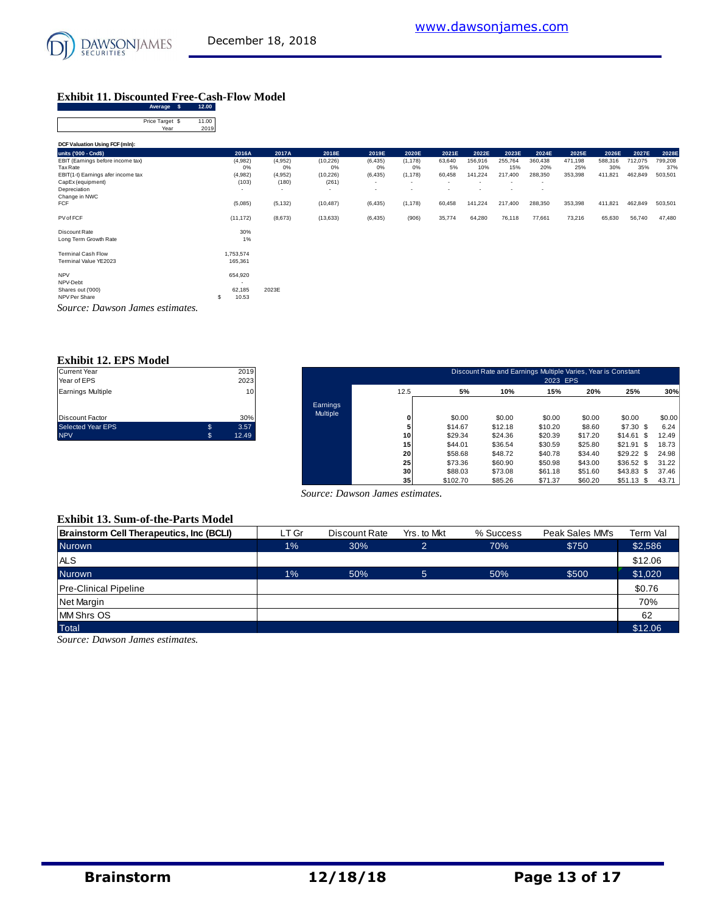### Exhibit 11. Discounted Free-Cash-Flow Model

| | |
|---|---|
| Average $ | 12.00 |
| Price Target $ | 11.00 |
| Year | 2019 |

**DCF Valuation Using FCF (mln):**

| units ('000 - Cnd$) | 2016A | 2017A | 2018E | 2019E | 2020E | 2021E | 2022E | 2023E | 2024E | 2025E | 2026E | 2027E | 2028E |
|---|---|---|---|---|---|---|---|---|---|---|---|---|---|
| EBIT (Earnings before income tax) | (4,982) | (4,952) | (10,226) | (6,435) | (1,178) | 63,640 | 156,916 | 255,764 | 360,438 | 471,198 | 588,316 | 712,075 | 799,208 |
| Tax Rate | 0% | 0% | 0% | 0% | 0% | 5% | 10% | 15% | 20% | 25% | 30% | 35% | 37% |
| EBIT(1-t) Earnings afer income tax | (4,982) | (4,952) | (10,226) | (6,435) | (1,178) | 60,458 | 141,224 | 217,400 | 288,350 | 353,398 | 411,821 | 462,849 | 503,501 |
| CapEx (equipment) | (103) | (180) | (261) | - | - | - | - | - | - | | | | |
| Depreciation | - | - | - | - | - | - | - | - | - | | | | |
| Change in NWC | | | | | | | | | | | | | |
| FCF | (5,085) | (5,132) | (10,487) | (6,435) | (1,178) | 60,458 | 141,224 | 217,400 | 288,350 | 353,398 | 411,821 | 462,849 | 503,501 |
| | | | | | | | | | | | | | |
| PV of FCF | (11,172) | (8,673) | (13,633) | (6,435) | (906) | 35,774 | 64,280 | 76,118 | 77,661 | 73,216 | 65,630 | 56,740 | 47,480 |
| | | | | | | | | | | | | | |
| Discount Rate | 30% | | | | | | | | | | | | |
| Long Term Growth Rate | 1% | | | | | | | | | | | | |
| | | | | | | | | | | | | | |
| Terminal Cash Flow | 1,753,574 | | | | | | | | | | | | |
| Terminal Value YE2023 | 165,361 | | | | | | | | | | | | |
| | | | | | | | | | | | | | |
| NPV | 654,920 | | | | | | | | | | | | |
| NPV-Debt | - | | | | | | | | | | | | |
| Shares out ('000) | 62,185 | 2023E | | | | | | | | | | | |
| NPV Per Share | $ 10.53 | | | | | | | | | | | | |

*Source: Dawson James estimates.*

### Exhibit 12. EPS Model

| | |
|---|---|
| Current Year | 2019 |
| Year of EPS | 2023 |
| Earnings Multiple | 10 |
| Discount Factor | 30% |
| Selected Year EPS | $ 3.57 |
| NPV | $ 12.49 |

Discount Rate and Earnings Multiple Varies, Year is Constant — 2023 EPS

| Earnings Multiple | 12.5 | 5% | 10% | 15% | 20% | 25% | 30% |
|---|---|---|---|---|---|---|---|
| | 0 | $0.00 | $0.00 | $0.00 | $0.00 | $0.00 | $0.00 |
| | 5 | $14.67 | $12.18 | $10.20 | $8.60 | $7.30 | $ 6.24 |
| | 10 | $29.34 | $24.36 | $20.39 | $17.20 | $14.61 | $ 12.49 |
| | 15 | $44.01 | $36.54 | $30.59 | $25.80 | $21.91 | $ 18.73 |
| | 20 | $58.68 | $48.72 | $40.78 | $34.40 | $29.22 | $ 24.98 |
| | 25 | $73.36 | $60.90 | $50.98 | $43.00 | $36.52 | $ 31.22 |
| | 30 | $88.03 | $73.08 | $61.18 | $51.60 | $43.83 | $ 37.46 |
| | 35 | $102.70 | $85.26 | $71.37 | $60.20 | $51.13 | $ 43.71 |

*Source: Dawson James estimates.*

### Exhibit 13. Sum-of-the-Parts Model

| Brainstorm Cell Therapeutics, Inc (BCLI) | LT Gr | Discount Rate | Yrs. to Mkt | % Success | Peak Sales MM's | Term Val |
|---|---|---|---|---|---|---|
| Nurown | 1% | 30% | 2 | 70% | $750 | $2,586 |
| ALS | | | | | | $12.06 |
| Nurown | 1% | 50% | 5 | 50% | $500 | $1,020 |
| Pre-Clinical Pipeline | | | | | | $0.76 |
| Net Margin | | | | | | 70% |
| MM Shrs OS | | | | | | 62 |
| Total | | | | | | $12.06 |

*Source: Dawson James estimates.*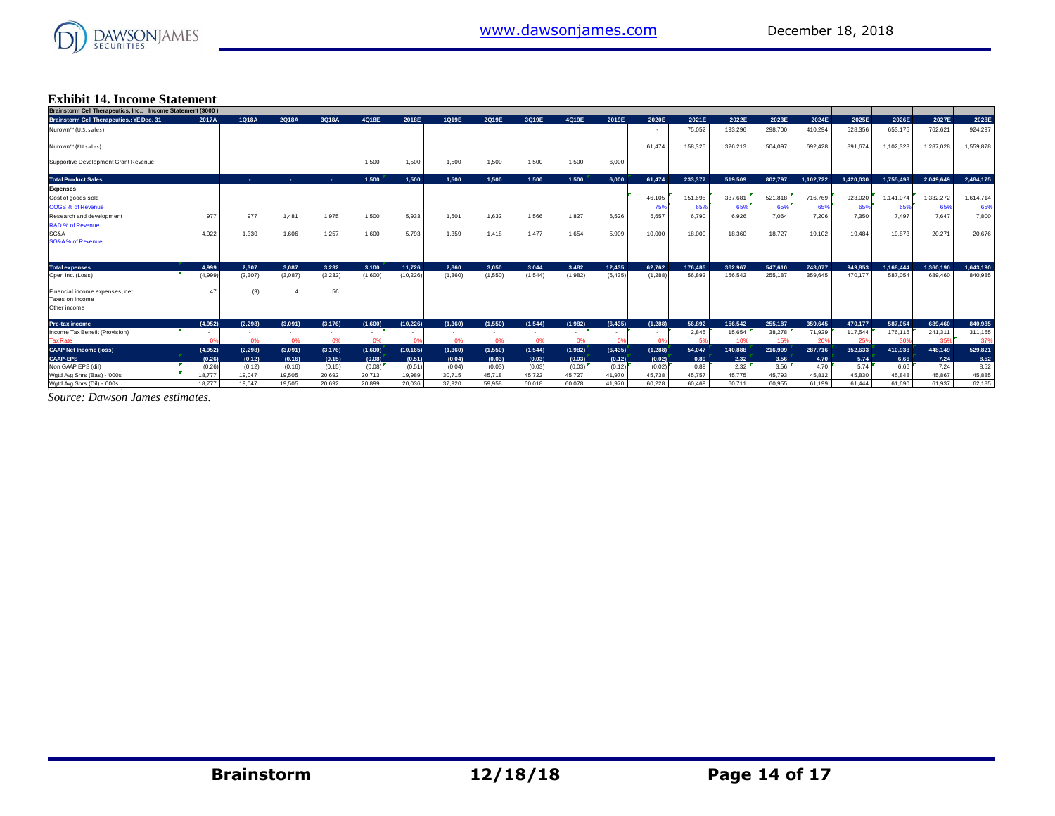### Exhibit 14. Income Statement

| Brainstorm Cell Therapeutics, Inc.: Income Statement ($000) | | | | | | | | | | | | | | | | | | | | | | |
|---|---|---|---|---|---|---|---|---|---|---|---|---|---|---|---|---|---|---|---|---|---|---|
| Brainstorm Cell Therapeutics.: YE Dec. 31 | 2017A | 1Q18A | 2Q18A | 3Q18A | 4Q18E | 2018E | 1Q19E | 2Q19E | 3Q19E | 4Q19E | 2019E | 2020E | 2021E | 2022E | 2023E | 2024E | 2025E | 2026E | 2027E | 2028E |
| Nurown™ (U.S. sales) | | | | | | | | | | | | - | 75,052 | 193,296 | 298,700 | 410,294 | 528,356 | 653,175 | 762,621 | 924,297 |
| Nurown™ (EU sales) | | | | | | | | | | | | 61,474 | 158,325 | 326,213 | 504,097 | 692,428 | 891,674 | 1,102,323 | 1,287,028 | 1,559,878 |
| Supportive Development Grant Revenue | | | | | 1,500 | 1,500 | 1,500 | 1,500 | 1,500 | 1,500 | 6,000 | | | | | | | | | |
| **Total Product Sales** | | - | - | - | 1,500 | 1,500 | 1,500 | 1,500 | 1,500 | 1,500 | 6,000 | 61,474 | 233,377 | 519,509 | 802,797 | 1,102,722 | 1,420,030 | 1,755,498 | 2,049,649 | 2,484,175 |
| **Expenses** | | | | | | | | | | | | | | | | | | | | |
| Cost of goods sold | | | | | | | | | | | | 46,105 | 151,695 | 337,681 | 521,818 | 716,769 | 923,020 | 1,141,074 | 1,332,272 | 1,614,714 |
| COGS % of Revenue | | | | | | | | | | | | 75% | 65% | 65% | 65% | 65% | 65% | 65% | 65% | 65% |
| Research and development | 977 | 977 | 1,481 | 1,975 | 1,500 | 5,933 | 1,501 | 1,632 | 1,566 | 1,827 | 6,526 | 6,657 | 6,790 | 6,926 | 7,064 | 7,206 | 7,350 | 7,497 | 7,647 | 7,800 |
| R&D % of Revenue | | | | | | | | | | | | | | | | | | | | |
| SG&A | 4,022 | 1,330 | 1,606 | 1,257 | 1,600 | 5,793 | 1,359 | 1,418 | 1,477 | 1,654 | 5,909 | 10,000 | 18,000 | 18,360 | 18,727 | 19,102 | 19,484 | 19,873 | 20,271 | 20,676 |
| SG&A % of Revenue | | | | | | | | | | | | | | | | | | | | |
| **Total expenses** | 4,999 | 2,307 | 3,087 | 3,232 | 3,100 | 11,726 | 2,860 | 3,050 | 3,044 | 3,482 | 12,435 | 62,762 | 176,485 | 362,967 | 547,610 | 743,077 | 949,853 | 1,168,444 | 1,360,190 | 1,643,190 |
| Oper. Inc. (Loss) | (4,999) | (2,307) | (3,087) | (3,232) | (1,600) | (10,226) | (1,360) | (1,550) | (1,544) | (1,982) | (6,435) | (1,288) | 56,892 | 156,542 | 255,187 | 359,645 | 470,177 | 587,054 | 689,460 | 840,985 |
| Financial income expenses, net | 47 | (9) | 4 | 56 | | | | | | | | | | | | | | | | |
| Taxes on income | | | | | | | | | | | | | | | | | | | | |
| Other income | | | | | | | | | | | | | | | | | | | | |
| **Pre-tax income** | (4,952) | (2,298) | (3,091) | (3,176) | (1,600) | (10,226) | (1,360) | (1,550) | (1,544) | (1,982) | (6,435) | (1,288) | 56,892 | 156,542 | 255,187 | 359,645 | 470,177 | 587,054 | 689,460 | 840,985 |
| Income Tax Benefit (Provision) | - | - | - | - | - | - | - | - | - | - | - | - | 2,845 | 15,654 | 38,278 | 71,929 | 117,544 | 176,116 | 241,311 | 311,165 |
| Tax Rate | 0% | 0% | 0% | 0% | 0% | 0% | 0% | 0% | 0% | 0% | 0% | 0% | 5% | 10% | 15% | 20% | 25% | 30% | 35% | 37% |
| **GAAP Net Income (loss)** | (4,952) | (2,298) | (3,091) | (3,176) | (1,600) | (10,165) | (1,360) | (1,550) | (1,544) | (1,982) | (6,435) | (1,288) | 54,047 | 140,888 | 216,909 | 287,716 | 352,633 | 410,938 | 448,149 | 529,821 |
| **GAAP-EPS** | (0.26) | (0.12) | (0.16) | (0.15) | (0.08) | (0.51) | (0.04) | (0.03) | (0.03) | (0.03) | (0.12) | (0.02) | 0.89 | 2.32 | 3.56 | 4.70 | 5.74 | 6.66 | 7.24 | 8.52 |
| Non GAAP EPS (dil) | (0.26) | (0.12) | (0.16) | (0.15) | (0.08) | (0.51) | (0.04) | (0.03) | (0.03) | (0.03) | (0.12) | (0.02) | 0.89 | 2.32 | 3.56 | 4.70 | 5.74 | 6.66 | 7.24 | 8.52 |
| Wgtd Avg Shrs (Bas) - '000s | 18,777 | 19,047 | 19,505 | 20,692 | 20,713 | 19,989 | 30,715 | 45,718 | 45,722 | 45,727 | 41,970 | 45,738 | 45,757 | 45,775 | 45,793 | 45,812 | 45,830 | 45,848 | 45,867 | 45,885 |
| Wgtd Avg Shrs (Dil) - '000s | 18,777 | 19,047 | 19,505 | 20,692 | 20,899 | 20,036 | 37,920 | 59,958 | 60,018 | 60,078 | 41,970 | 60,228 | 60,469 | 60,711 | 60,955 | 61,199 | 61,444 | 61,690 | 61,937 | 62,185 |

*Source: Dawson James estimates.*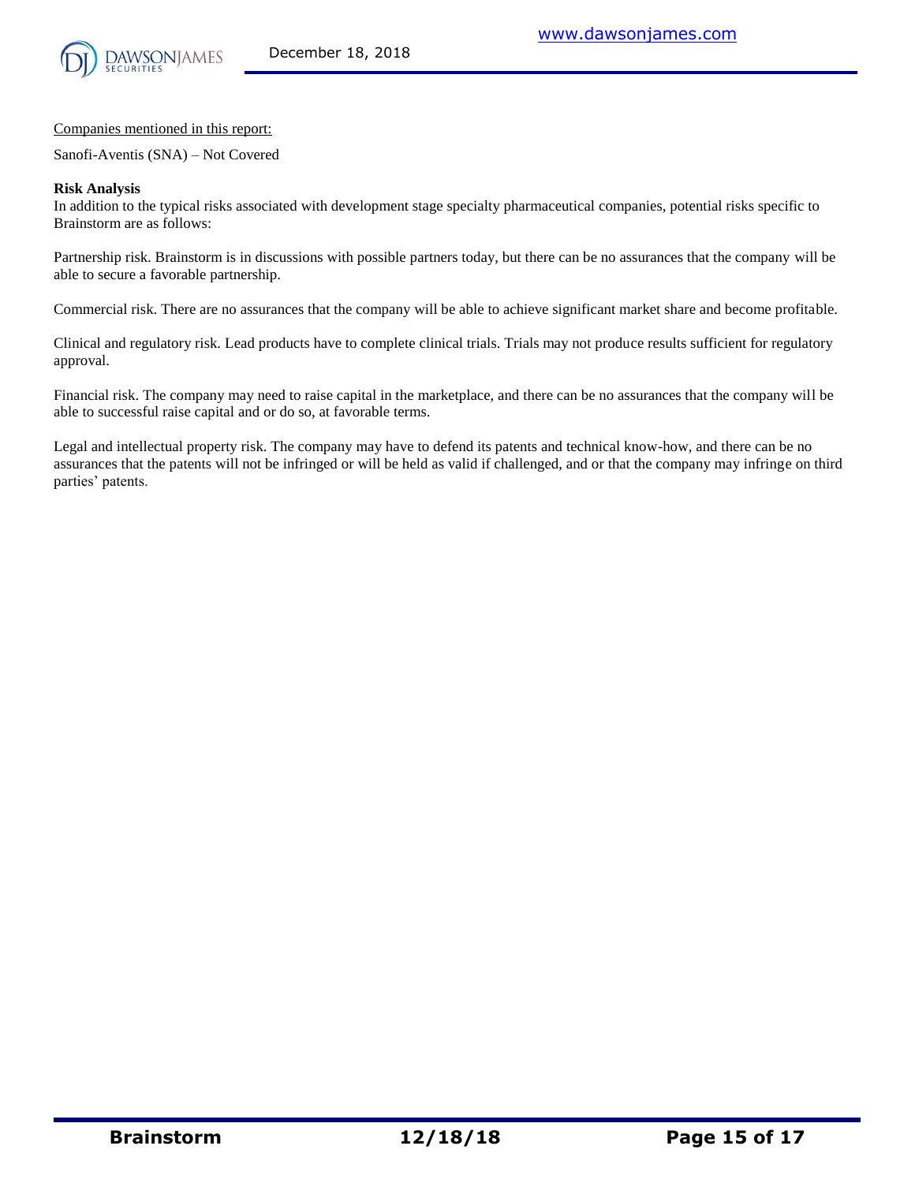Companies mentioned in this report:

Sanofi-Aventis (SNA) – Not Covered

**Risk Analysis**

In addition to the typical risks associated with development stage specialty pharmaceutical companies, potential risks specific to Brainstorm are as follows:

Partnership risk. Brainstorm is in discussions with possible partners today, but there can be no assurances that the company will be able to secure a favorable partnership.

Commercial risk. There are no assurances that the company will be able to achieve significant market share and become profitable.

Clinical and regulatory risk. Lead products have to complete clinical trials. Trials may not produce results sufficient for regulatory approval.

Financial risk. The company may need to raise capital in the marketplace, and there can be no assurances that the company will be able to successful raise capital and or do so, at favorable terms.

Legal and intellectual property risk. The company may have to defend its patents and technical know-how, and there can be no assurances that the patents will not be infringed or will be held as valid if challenged, and or that the company may infringe on third parties' patents.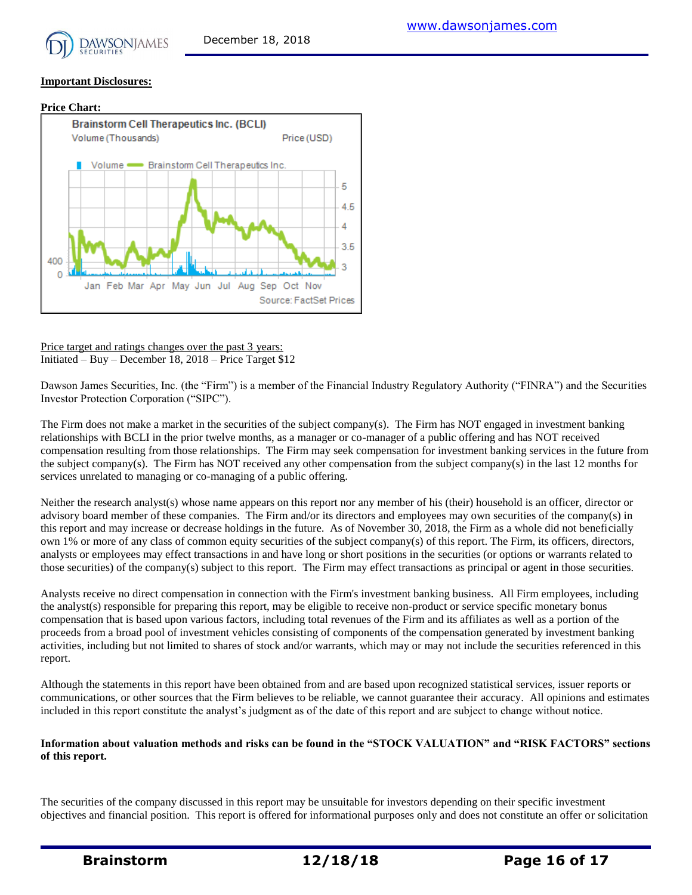**Important Disclosures:**

**Price Chart:**

Price target and ratings changes over the past 3 years:
Initiated – Buy – December 18, 2018 – Price Target $12

Dawson James Securities, Inc. (the "Firm") is a member of the Financial Industry Regulatory Authority ("FINRA") and the Securities Investor Protection Corporation ("SIPC").

The Firm does not make a market in the securities of the subject company(s). The Firm has NOT engaged in investment banking relationships with BCLI in the prior twelve months, as a manager or co-manager of a public offering and has NOT received compensation resulting from those relationships. The Firm may seek compensation for investment banking services in the future from the subject company(s). The Firm has NOT received any other compensation from the subject company(s) in the last 12 months for services unrelated to managing or co-managing of a public offering.

Neither the research analyst(s) whose name appears on this report nor any member of his (their) household is an officer, director or advisory board member of these companies. The Firm and/or its directors and employees may own securities of the company(s) in this report and may increase or decrease holdings in the future. As of November 30, 2018, the Firm as a whole did not beneficially own 1% or more of any class of common equity securities of the subject company(s) of this report. The Firm, its officers, directors, analysts or employees may effect transactions in and have long or short positions in the securities (or options or warrants related to those securities) of the company(s) subject to this report. The Firm may effect transactions as principal or agent in those securities.

Analysts receive no direct compensation in connection with the Firm's investment banking business. All Firm employees, including the analyst(s) responsible for preparing this report, may be eligible to receive non-product or service specific monetary bonus compensation that is based upon various factors, including total revenues of the Firm and its affiliates as well as a portion of the proceeds from a broad pool of investment vehicles consisting of components of the compensation generated by investment banking activities, including but not limited to shares of stock and/or warrants, which may or may not include the securities referenced in this report.

Although the statements in this report have been obtained from and are based upon recognized statistical services, issuer reports or communications, or other sources that the Firm believes to be reliable, we cannot guarantee their accuracy. All opinions and estimates included in this report constitute the analyst's judgment as of the date of this report and are subject to change without notice.

**Information about valuation methods and risks can be found in the "STOCK VALUATION" and "RISK FACTORS" sections of this report.**

The securities of the company discussed in this report may be unsuitable for investors depending on their specific investment objectives and financial position. This report is offered for informational purposes only and does not constitute an offer or solicitation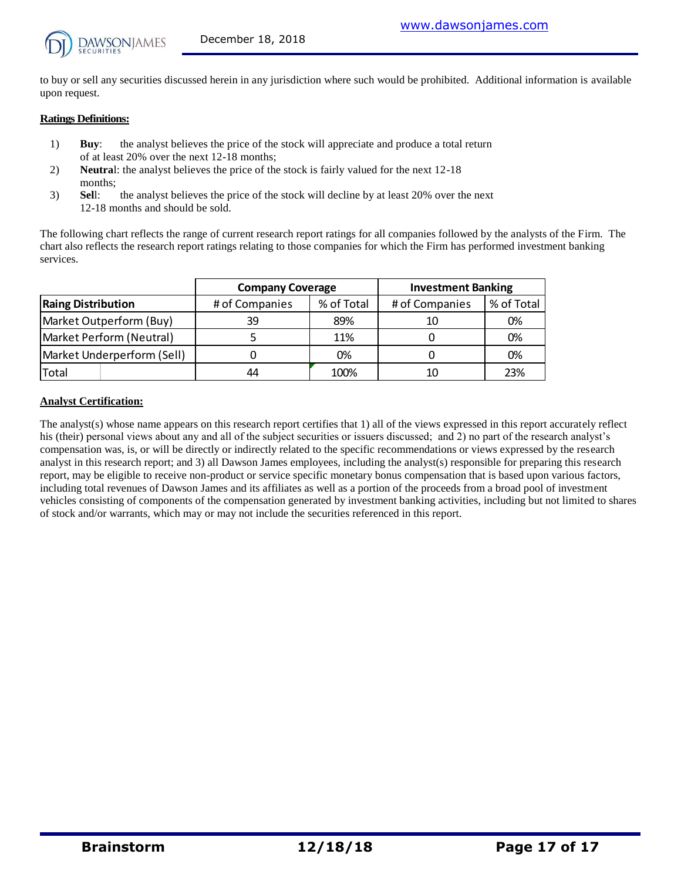to buy or sell any securities discussed herein in any jurisdiction where such would be prohibited. Additional information is available upon request.

**Ratings Definitions:**

1) **Buy**: the analyst believes the price of the stock will appreciate and produce a total return of at least 20% over the next 12-18 months;
2) **Neutral**: the analyst believes the price of the stock is fairly valued for the next 12-18 months;
3) **Sell**: the analyst believes the price of the stock will decline by at least 20% over the next 12-18 months and should be sold.

The following chart reflects the range of current research report ratings for all companies followed by the analysts of the Firm. The chart also reflects the research report ratings relating to those companies for which the Firm has performed investment banking services.

| | Company Coverage | | Investment Banking | |
|---|---|---|---|---|
| **Raing Distribution** | # of Companies | % of Total | # of Companies | % of Total |
| Market Outperform (Buy) | 39 | 89% | 10 | 0% |
| Market Perform (Neutral) | 5 | 11% | 0 | 0% |
| Market Underperform (Sell) | 0 | 0% | 0 | 0% |
| Total | 44 | 100% | 10 | 23% |

**Analyst Certification:**

The analyst(s) whose name appears on this research report certifies that 1) all of the views expressed in this report accurately reflect his (their) personal views about any and all of the subject securities or issuers discussed; and 2) no part of the research analyst's compensation was, is, or will be directly or indirectly related to the specific recommendations or views expressed by the research analyst in this research report; and 3) all Dawson James employees, including the analyst(s) responsible for preparing this research report, may be eligible to receive non-product or service specific monetary bonus compensation that is based upon various factors, including total revenues of Dawson James and its affiliates as well as a portion of the proceeds from a broad pool of investment vehicles consisting of components of the compensation generated by investment banking activities, including but not limited to shares of stock and/or warrants, which may or may not include the securities referenced in this report.